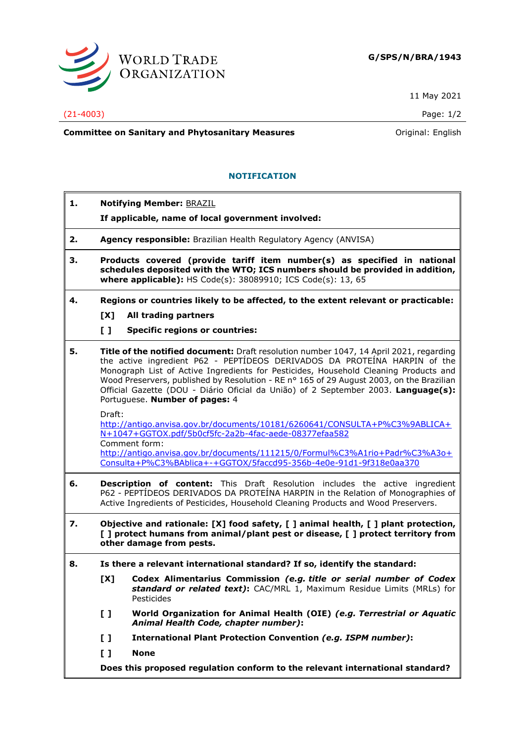WORLD TRADE ORGANIZATION

**G/SPS/N/BRA/1943**

11 May 2021

(21-4003)

**Committee on Sanitary and Phytosanitary Measures**

Original: English

## NOTIFICATION

**1. Notifying Member:** BRAZIL

**If applicable, name of local government involved:**

**2. Agency responsible:** Brazilian Health Regulatory Agency (ANVISA)

**3. Products covered (provide tariff item number(s) as specified in national schedules deposited with the WTO; ICS numbers should be provided in addition, where applicable):** HS Code(s): 38089910; ICS Code(s): 13, 65

**4. Regions or countries likely to be affected, to the extent relevant or practicable:**

**[X] All trading partners**

**[ ] Specific regions or countries:**

**5. Title of the notified document:** Draft resolution number 1047, 14 April 2021, regarding the active ingredient P62 - PEPTÍDEOS DERIVADOS DA PROTEÍNA HARPIN of the Monograph List of Active Ingredients for Pesticides, Household Cleaning Products and Wood Preservers, published by Resolution - RE n° 165 of 29 August 2003, on the Brazilian Official Gazette (DOU - Diário Oficial da União) of 2 September 2003. **Language(s):** Portuguese. **Number of pages:** 4

Draft:
http://antigo.anvisa.gov.br/documents/10181/6260641/CONSULTA+P%C3%9ABLICA+N+1047+GGTOX.pdf/5b0cf5fc-2a2b-4fac-aede-08377efaa582
Comment form:
http://antigo.anvisa.gov.br/documents/111215/0/Formul%C3%A1rio+Padr%C3%A3o+Consulta+P%C3%BAblica+-+GGTOX/5faccd95-356b-4e0e-91d1-9f318e0aa370

**6. Description of content:** This Draft Resolution includes the active ingredient P62 - PEPTÍDEOS DERIVADOS DA PROTEÍNA HARPIN in the Relation of Monographies of Active Ingredients of Pesticides, Household Cleaning Products and Wood Preservers.

**7. Objective and rationale: [X] food safety, [ ] animal health, [ ] plant protection, [ ] protect humans from animal/plant pest or disease, [ ] protect territory from other damage from pests.**

**8. Is there a relevant international standard? If so, identify the standard:**

**[X] Codex Alimentarius Commission** ***(e.g. title or serial number of Codex standard or related text)*****:** CAC/MRL 1, Maximum Residue Limits (MRLs) for Pesticides

**[ ] World Organization for Animal Health (OIE)** ***(e.g. Terrestrial or Aquatic Animal Health Code, chapter number)*****:**

**[ ] International Plant Protection Convention** ***(e.g. ISPM number)*****:**

**[ ] None**

**Does this proposed regulation conform to the relevant international standard?**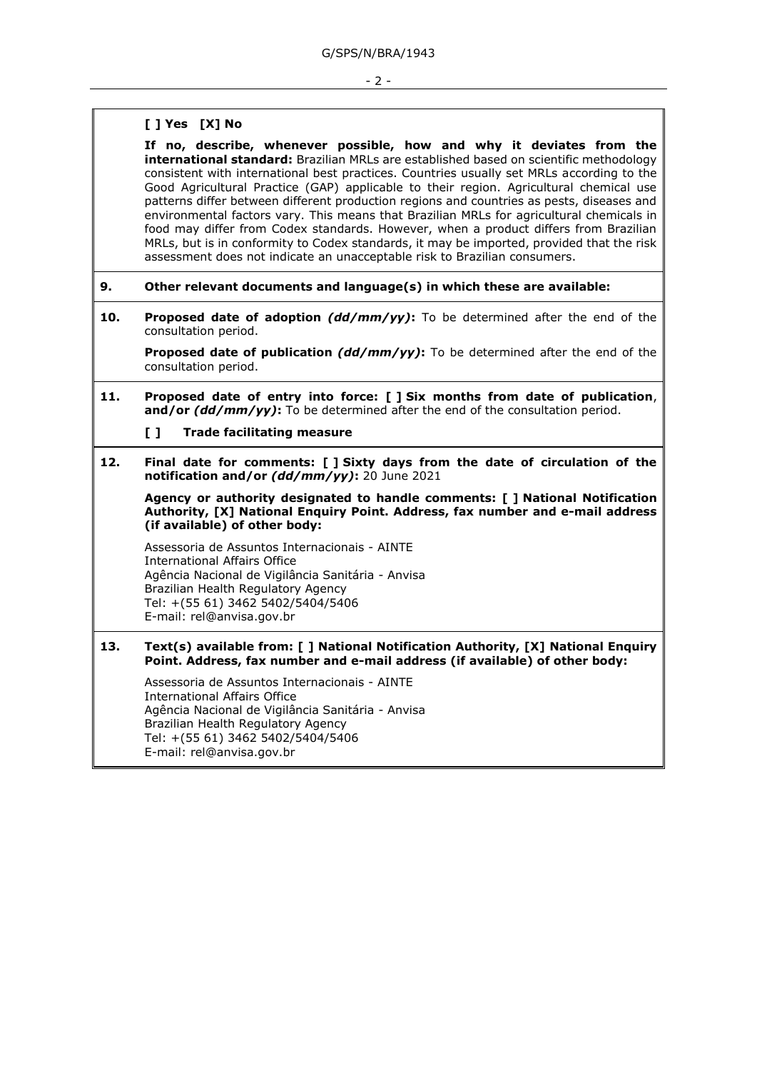**[ ] Yes [X] No**

**If no, describe, whenever possible, how and why it deviates from the international standard:** Brazilian MRLs are established based on scientific methodology consistent with international best practices. Countries usually set MRLs according to the Good Agricultural Practice (GAP) applicable to their region. Agricultural chemical use patterns differ between different production regions and countries as pests, diseases and environmental factors vary. This means that Brazilian MRLs for agricultural chemicals in food may differ from Codex standards. However, when a product differs from Brazilian MRLs, but is in conformity to Codex standards, it may be imported, provided that the risk assessment does not indicate an unacceptable risk to Brazilian consumers.

**9. Other relevant documents and language(s) in which these are available:**

**10. Proposed date of adoption *(dd/mm/yy)*:** To be determined after the end of the consultation period.

**Proposed date of publication *(dd/mm/yy)*:** To be determined after the end of the consultation period.

**11. Proposed date of entry into force: [ ] Six months from date of publication, and/or *(dd/mm/yy)*:** To be determined after the end of the consultation period.

**[ ] Trade facilitating measure**

**12. Final date for comments: [ ] Sixty days from the date of circulation of the notification and/or *(dd/mm/yy)*:** 20 June 2021

**Agency or authority designated to handle comments: [ ] National Notification Authority, [X] National Enquiry Point. Address, fax number and e-mail address (if available) of other body:**

Assessoria de Assuntos Internacionais - AINTE
International Affairs Office
Agência Nacional de Vigilância Sanitária - Anvisa
Brazilian Health Regulatory Agency
Tel: +(55 61) 3462 5402/5404/5406
E-mail: rel@anvisa.gov.br

**13. Text(s) available from: [ ] National Notification Authority, [X] National Enquiry Point. Address, fax number and e-mail address (if available) of other body:**

Assessoria de Assuntos Internacionais - AINTE
International Affairs Office
Agência Nacional de Vigilância Sanitária - Anvisa
Brazilian Health Regulatory Agency
Tel: +(55 61) 3462 5402/5404/5406
E-mail: rel@anvisa.gov.br